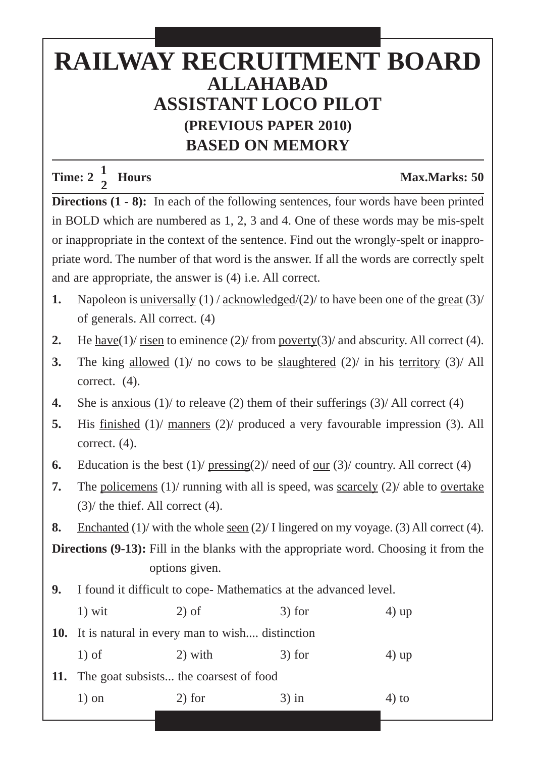# RAILWAY RECRUITMENT BOARD
## ALLAHABAD
## ASSISTANT LOCO PILOT
### (PREVIOUS PAPER 2010)
### BASED ON MEMORY

**Time: 2 $\frac{1}{2}$ Hours** **Max.Marks: 50**

**Directions (1 - 8):** In each of the following sentences, four words have been printed in BOLD which are numbered as 1, 2, 3 and 4. One of these words may be mis-spelt or inappropriate in the context of the sentence. Find out the wrongly-spelt or inappropriate word. The number of that word is the answer. If all the words are correctly spelt and are appropriate, the answer is (4) i.e. All correct.

**1.** Napoleon is <u>universally</u> (1) / <u>acknowledged</u>/(2)/ to have been one of the <u>great</u> (3)/ of generals. All correct. (4)

**2.** He <u>have</u>(1)/ <u>risen</u> to eminence (2)/ from <u>poverty</u>(3)/ and abscurity. All correct (4).

**3.** The king <u>allowed</u> (1)/ no cows to be <u>slaughtered</u> (2)/ in his <u>territory</u> (3)/ All correct. (4).

**4.** She is <u>anxious</u> (1)/ to <u>releave</u> (2) them of their <u>sufferings</u> (3)/ All correct (4)

**5.** His <u>finished</u> (1)/ <u>manners</u> (2)/ produced a very favourable impression (3). All correct. (4).

**6.** Education is the best (1)/ <u>pressing</u>(2)/ need of <u>our</u> (3)/ country. All correct (4)

**7.** The <u>policemens</u> (1)/ running with all is speed, was <u>scarcely</u> (2)/ able to <u>overtake</u> (3)/ the thief. All correct (4).

**8.** <u>Enchanted</u> (1)/ with the whole <u>seen</u> (2)/ I lingered on my voyage. (3) All correct (4).

**Directions (9-13):** Fill in the blanks with the appropriate word. Choosing it from the options given.

**9.** I found it difficult to cope- Mathematics at the advanced level.

1) wit 2) of 3) for 4) up

**10.** It is natural in every man to wish.... distinction

1) of 2) with 3) for 4) up

**11.** The goat subsists... the coarsest of food

1) on 2) for 3) in 4) to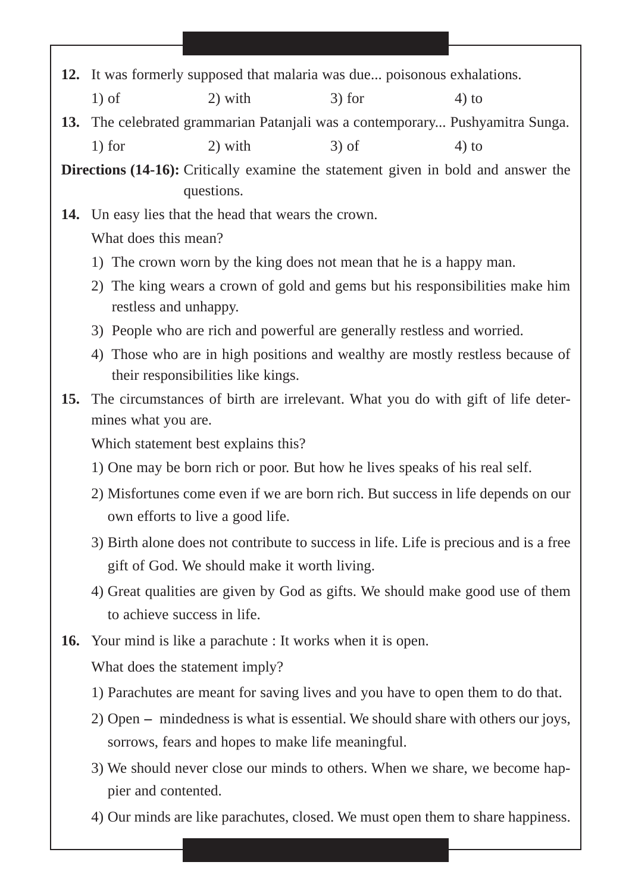**12.** It was formerly supposed that malaria was due... poisonous exhalations.

1) of　　2) with　　3) for　　4) to

**13.** The celebrated grammarian Patanjali was a contemporary... Pushyamitra Sunga.

1) for　　2) with　　3) of　　4) to

**Directions (14-16):** Critically examine the statement given in bold and answer the questions.

**14.** Un easy lies that the head that wears the crown.

What does this mean?

1) The crown worn by the king does not mean that he is a happy man.
2) The king wears a crown of gold and gems but his responsibilities make him restless and unhappy.
3) People who are rich and powerful are generally restless and worried.
4) Those who are in high positions and wealthy are mostly restless because of their responsibilities like kings.

**15.** The circumstances of birth are irrelevant. What you do with gift of life determines what you are.

Which statement best explains this?

1) One may be born rich or poor. But how he lives speaks of his real self.
2) Misfortunes come even if we are born rich. But success in life depends on our own efforts to live a good life.
3) Birth alone does not contribute to success in life. Life is precious and is a free gift of God. We should make it worth living.
4) Great qualities are given by God as gifts. We should make good use of them to achieve success in life.

**16.** Your mind is like a parachute : It works when it is open.

What does the statement imply?

1) Parachutes are meant for saving lives and you have to open them to do that.
2) Open – mindedness is what is essential. We should share with others our joys, sorrows, fears and hopes to make life meaningful.
3) We should never close our minds to others. When we share, we become happier and contented.
4) Our minds are like parachutes, closed. We must open them to share happiness.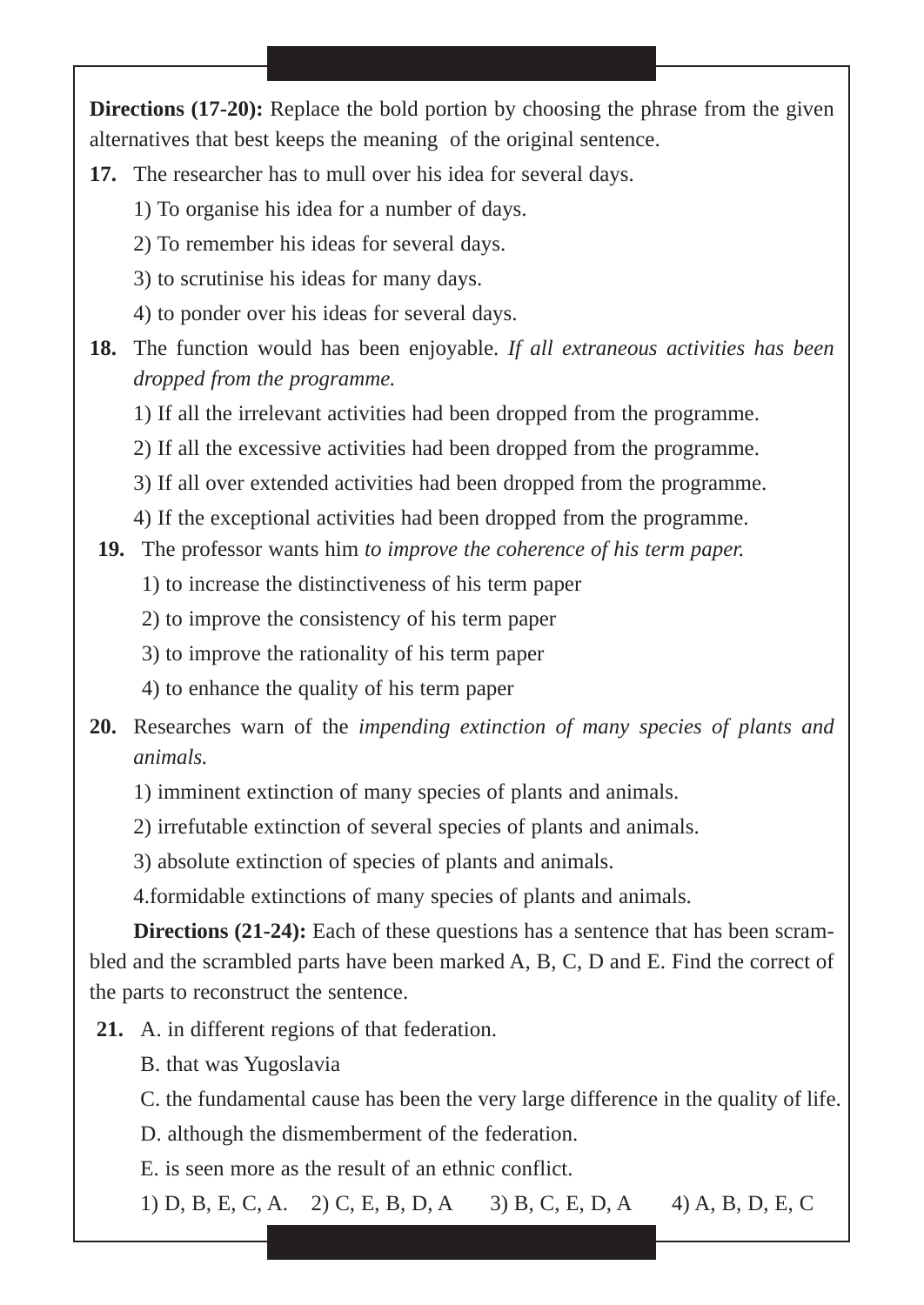**Directions (17-20):** Replace the bold portion by choosing the phrase from the given alternatives that best keeps the meaning of the original sentence.

**17.** The researcher has to mull over his idea for several days.

1) To organise his idea for a number of days.

2) To remember his ideas for several days.

3) to scrutinise his ideas for many days.

4) to ponder over his ideas for several days.

**18.** The function would has been enjoyable. *If all extraneous activities has been dropped from the programme.*

1) If all the irrelevant activities had been dropped from the programme.

2) If all the excessive activities had been dropped from the programme.

3) If all over extended activities had been dropped from the programme.

4) If the exceptional activities had been dropped from the programme.

**19.** The professor wants him *to improve the coherence of his term paper.*

1) to increase the distinctiveness of his term paper

2) to improve the consistency of his term paper

3) to improve the rationality of his term paper

4) to enhance the quality of his term paper

**20.** Researches warn of the *impending extinction of many species of plants and animals.*

1) imminent extinction of many species of plants and animals.

2) irrefutable extinction of several species of plants and animals.

3) absolute extinction of species of plants and animals.

4.formidable extinctions of many species of plants and animals.

**Directions (21-24):** Each of these questions has a sentence that has been scrambled and the scrambled parts have been marked A, B, C, D and E. Find the correct of the parts to reconstruct the sentence.

**21.** A. in different regions of that federation.

B. that was Yugoslavia

C. the fundamental cause has been the very large difference in the quality of life.

D. although the dismemberment of the federation.

E. is seen more as the result of an ethnic conflict.

1) D, B, E, C, A. 2) C, E, B, D, A 3) B, C, E, D, A 4) A, B, D, E, C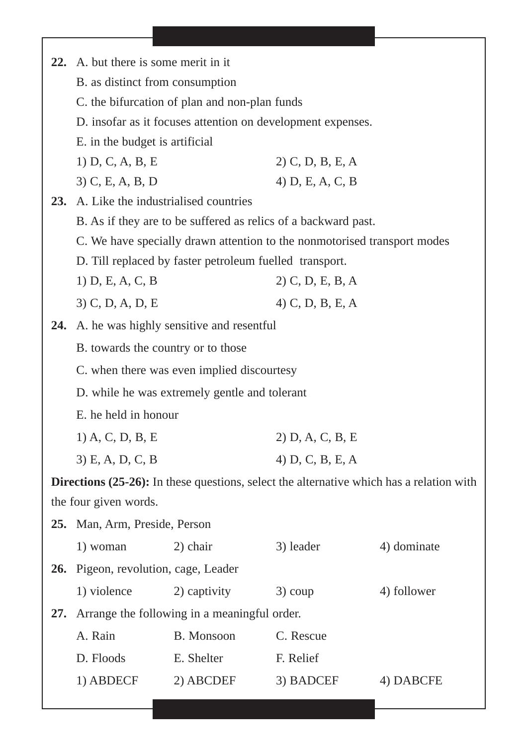**22.** A. but there is some merit in it

B. as distinct from consumption

C. the bifurcation of plan and non-plan funds

D. insofar as it focuses attention on development expenses.

E. in the budget is artificial

1) D, C, A, B, E　　2) C, D, B, E, A

3) C, E, A, B, D　　4) D, E, A, C, B

**23.** A. Like the industrialised countries

B. As if they are to be suffered as relics of a backward past.

C. We have specially drawn attention to the nonmotorised transport modes

D. Till replaced by faster petroleum fuelled transport.

1) D, E, A, C, B　　2) C, D, E, B, A

3) C, D, A, D, E　　4) C, D, B, E, A

**24.** A. he was highly sensitive and resentful

B. towards the country or to those

C. when there was even implied discourtesy

D. while he was extremely gentle and tolerant

E. he held in honour

1) A, C, D, B, E　　2) D, A, C, B, E

3) E, A, D, C, B　　4) D, C, B, E, A

**Directions (25-26):** In these questions, select the alternative which has a relation with the four given words.

**25.** Man, Arm, Preside, Person

1) woman　　2) chair　　3) leader　　4) dominate

**26.** Pigeon, revolution, cage, Leader

1) violence　　2) captivity　　3) coup　　4) follower

**27.** Arrange the following in a meaningful order.

A. Rain　　B. Monsoon　　C. Rescue

D. Floods　　E. Shelter　　F. Relief

1) ABDECF　　2) ABCDEF　　3) BADCEF　　4) DABCFE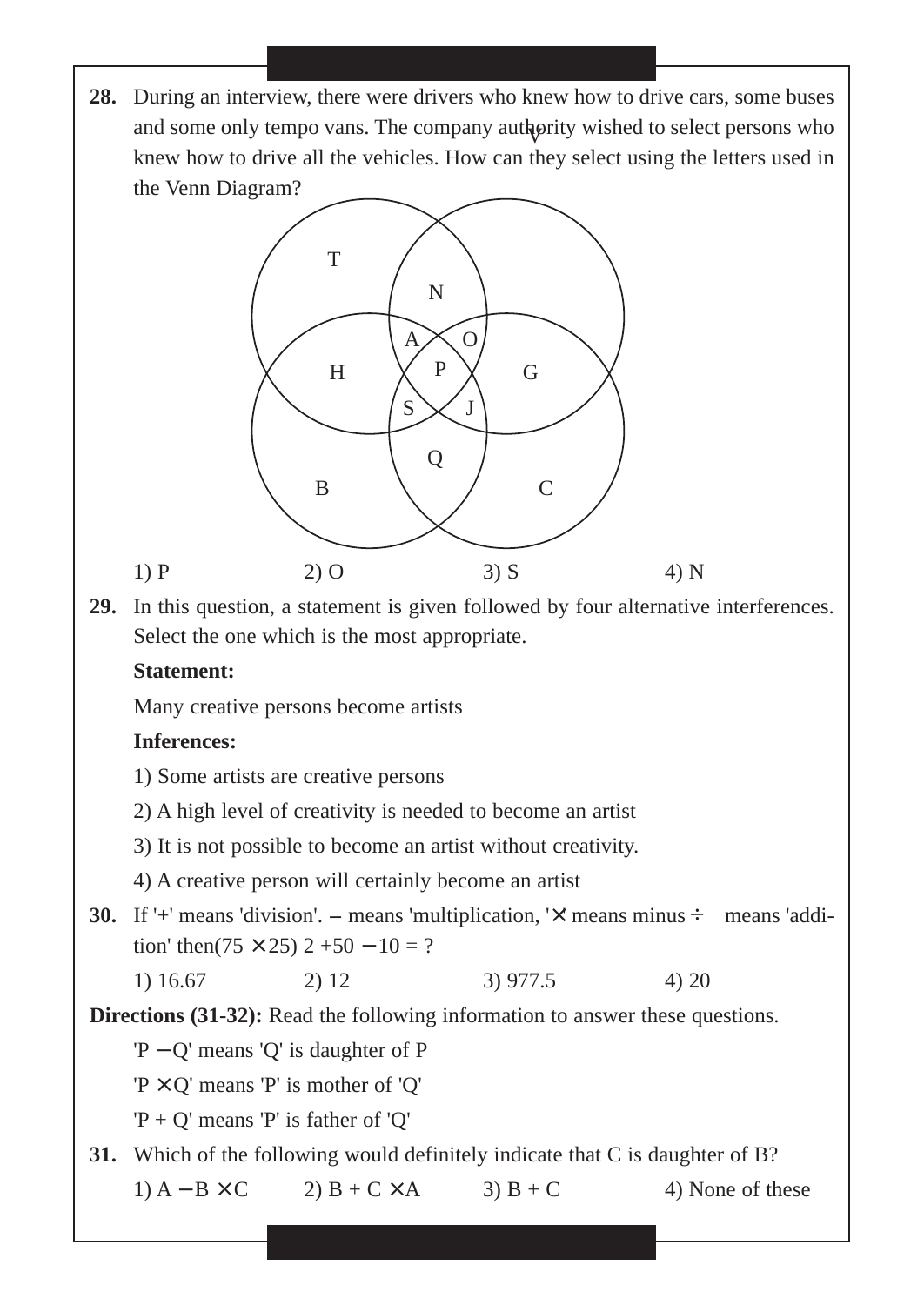**28.** During an interview, there were drivers who knew how to drive cars, some buses and some only tempo vans. The company authority wished to select persons who knew how to drive all the vehicles. How can they select using the letters used in the Venn Diagram?

T, N, A, O, H, P, G, S, J, Q, B, C

1) P 2) O 3) S 4) N

**29.** In this question, a statement is given followed by four alternative interferences. Select the one which is the most appropriate.

**Statement:**

Many creative persons become artists

**Inferences:**

1) Some artists are creative persons

2) A high level of creativity is needed to become an artist

3) It is not possible to become an artist without creativity.

4) A creative person will certainly become an artist

**30.** If '+' means 'division'. – means 'multiplication, '× means minus ÷ means 'addition' then(75 × 25) 2 +50 − 10 = ?

1) 16.67 2) 12 3) 977.5 4) 20

**Directions (31-32):** Read the following information to answer these questions.

'P − Q' means 'Q' is daughter of P

'P × Q' means 'P' is mother of 'Q'

'P + Q' means 'P' is father of 'Q'

**31.** Which of the following would definitely indicate that C is daughter of B?

1) A − B × C 2) B + C × A 3) B + C 4) None of these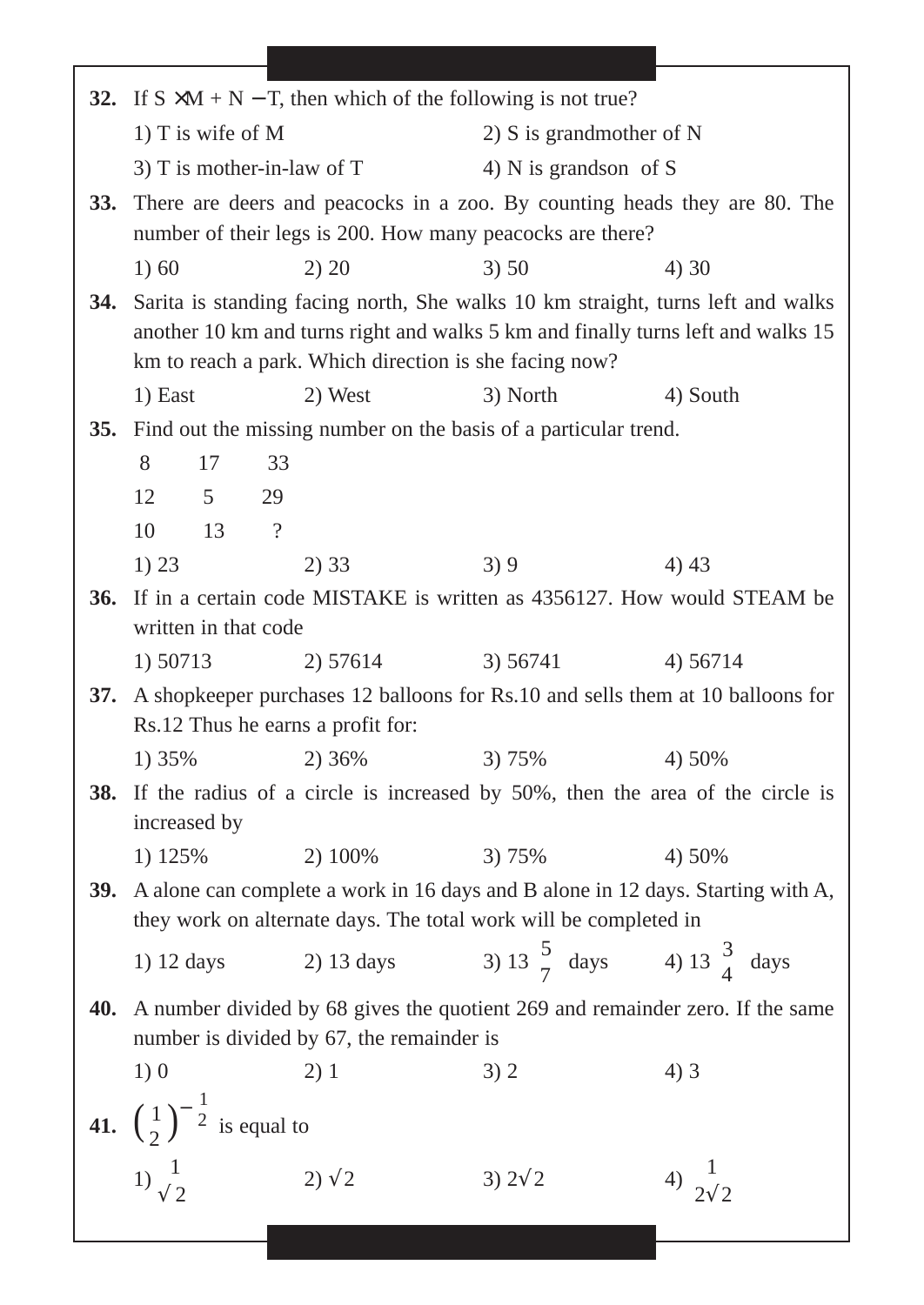**32.** If S × M + N − T, then which of the following is not true?

1) T is wife of M
2) S is grandmother of N
3) T is mother-in-law of T
4) N is grandson of S

**33.** There are deers and peacocks in a zoo. By counting heads they are 80. The number of their legs is 200. How many peacocks are there?

1) 60
2) 20
3) 50
4) 30

**34.** Sarita is standing facing north, She walks 10 km straight, turns left and walks another 10 km and turns right and walks 5 km and finally turns left and walks 15 km to reach a park. Which direction is she facing now?

1) East
2) West
3) North
4) South

**35.** Find out the missing number on the basis of a particular trend.

| | | |
|---|---|---|
| 8 | 17 | 33 |
| 12 | 5 | 29 |
| 10 | 13 | ? |

1) 23
2) 33
3) 9
4) 43

**36.** If in a certain code MISTAKE is written as 4356127. How would STEAM be written in that code

1) 50713
2) 57614
3) 56741
4) 56714

**37.** A shopkeeper purchases 12 balloons for Rs.10 and sells them at 10 balloons for Rs.12 Thus he earns a profit for:

1) 35%
2) 36%
3) 75%
4) 50%

**38.** If the radius of a circle is increased by 50%, then the area of the circle is increased by

1) 125%
2) 100%
3) 75%
4) 50%

**39.** A alone can complete a work in 16 days and B alone in 12 days. Starting with A, they work on alternate days. The total work will be completed in

1) 12 days
2) 13 days
3) $13\frac{5}{7}$ days
4) $13\frac{3}{4}$ days

**40.** A number divided by 68 gives the quotient 269 and remainder zero. If the same number is divided by 67, the remainder is

1) 0
2) 1
3) 2
4) 3

**41.** $\left(\frac{1}{2}\right)^{-\frac{1}{2}}$ is equal to

1) $\frac{1}{\sqrt{2}}$
2) $\sqrt{2}$
3) $2\sqrt{2}$
4) $\frac{1}{2\sqrt{2}}$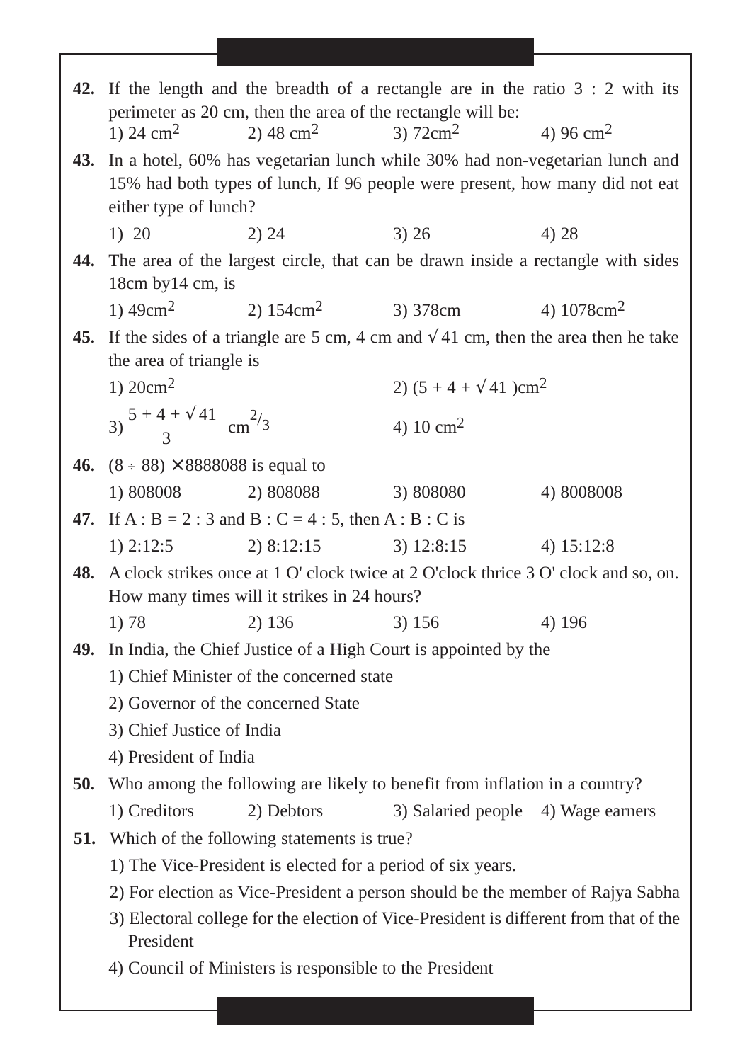**42.** If the length and the breadth of a rectangle are in the ratio 3 : 2 with its perimeter as 20 cm, then the area of the rectangle will be:

1) 24 $cm^2$ 2) 48 $cm^2$ 3) 72$cm^2$ 4) 96 $cm^2$

**43.** In a hotel, 60% has vegetarian lunch while 30% had non-vegetarian lunch and 15% had both types of lunch, If 96 people were present, how many did not eat either type of lunch?

1) 20 2) 24 3) 26 4) 28

**44.** The area of the largest circle, that can be drawn inside a rectangle with sides 18cm by14 cm, is

1) 49$cm^2$ 2) 154$cm^2$ 3) 378cm 4) 1078$cm^2$

**45.** If the sides of a triangle are 5 cm, 4 cm and $\sqrt{41}$ cm, then the area then he take the area of triangle is

1) 20$cm^2$ 2) $(5 + 4 + \sqrt{41})cm^2$

3) $\frac{5 + 4 + \sqrt{41}}{3}$ $cm^{2/3}$ 4) 10 $cm^2$

**46.** $(8 \div 88) \times 8888088$ is equal to

1) 808008 2) 808088 3) 808080 4) 8008008

**47.** If A : B = 2 : 3 and B : C = 4 : 5, then A : B : C is

1) 2:12:5 2) 8:12:15 3) 12:8:15 4) 15:12:8

**48.** A clock strikes once at 1 O' clock twice at 2 O'clock thrice 3 O' clock and so, on. How many times will it strikes in 24 hours?

1) 78 2) 136 3) 156 4) 196

**49.** In India, the Chief Justice of a High Court is appointed by the

1) Chief Minister of the concerned state

2) Governor of the concerned State

3) Chief Justice of India

4) President of India

**50.** Who among the following are likely to benefit from inflation in a country?

1) Creditors 2) Debtors 3) Salaried people 4) Wage earners

**51.** Which of the following statements is true?

1) The Vice-President is elected for a period of six years.

2) For election as Vice-President a person should be the member of Rajya Sabha

3) Electoral college for the election of Vice-President is different from that of the President

4) Council of Ministers is responsible to the President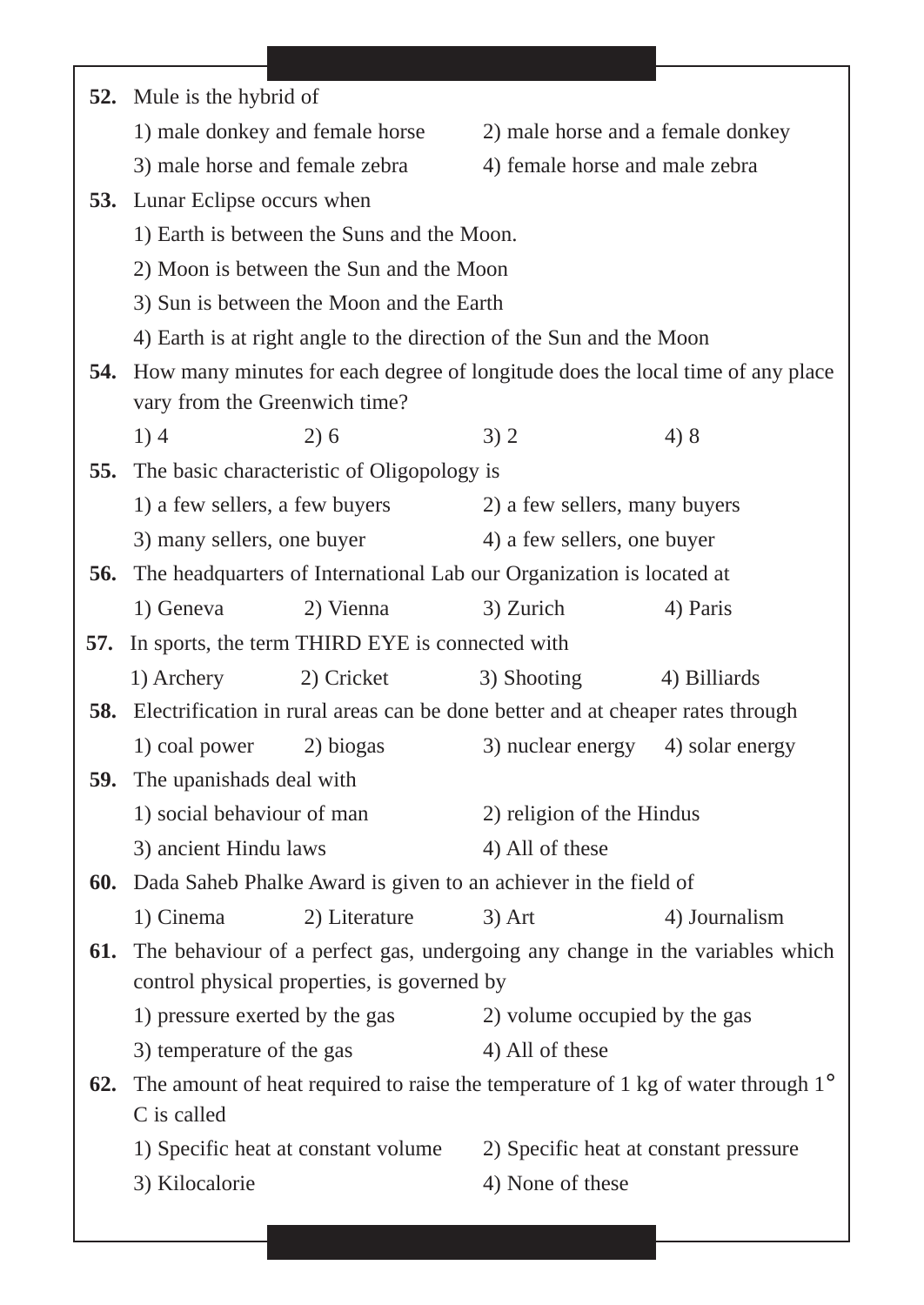**52.** Mule is the hybrid of

1) male donkey and female horse
2) male horse and a female donkey
3) male horse and female zebra
4) female horse and male zebra

**53.** Lunar Eclipse occurs when

1) Earth is between the Suns and the Moon.
2) Moon is between the Sun and the Moon
3) Sun is between the Moon and the Earth
4) Earth is at right angle to the direction of the Sun and the Moon

**54.** How many minutes for each degree of longitude does the local time of any place vary from the Greenwich time?

1) 4
2) 6
3) 2
4) 8

**55.** The basic characteristic of Oligopology is

1) a few sellers, a few buyers
2) a few sellers, many buyers
3) many sellers, one buyer
4) a few sellers, one buyer

**56.** The headquarters of International Lab our Organization is located at

1) Geneva
2) Vienna
3) Zurich
4) Paris

**57.** In sports, the term THIRD EYE is connected with

1) Archery
2) Cricket
3) Shooting
4) Billiards

**58.** Electrification in rural areas can be done better and at cheaper rates through

1) coal power
2) biogas
3) nuclear energy
4) solar energy

**59.** The upanishads deal with

1) social behaviour of man
2) religion of the Hindus
3) ancient Hindu laws
4) All of these

**60.** Dada Saheb Phalke Award is given to an achiever in the field of

1) Cinema
2) Literature
3) Art
4) Journalism

**61.** The behaviour of a perfect gas, undergoing any change in the variables which control physical properties, is governed by

1) pressure exerted by the gas
2) volume occupied by the gas
3) temperature of the gas
4) All of these

**62.** The amount of heat required to raise the temperature of 1 kg of water through 1° C is called

1) Specific heat at constant volume
2) Specific heat at constant pressure
3) Kilocalorie
4) None of these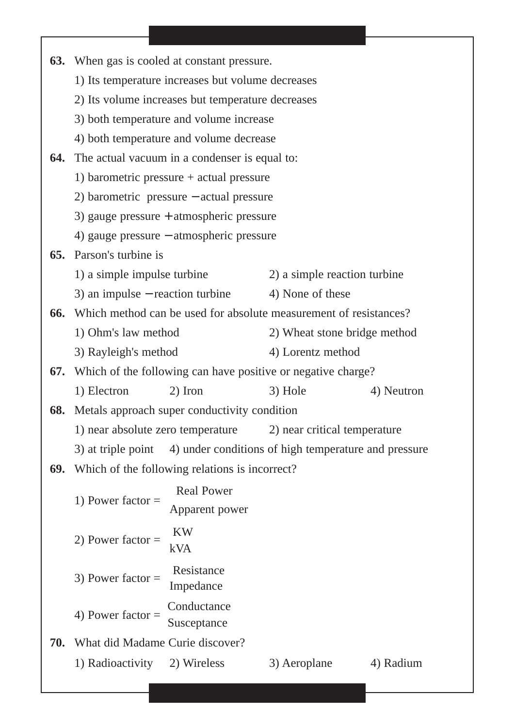**63.** When gas is cooled at constant pressure.

1) Its temperature increases but volume decreases

2) Its volume increases but temperature decreases

3) both temperature and volume increase

4) both temperature and volume decrease

**64.** The actual vacuum in a condenser is equal to:

1) barometric pressure + actual pressure

2) barometric pressure − actual pressure

3) gauge pressure + atmospheric pressure

4) gauge pressure − atmospheric pressure

**65.** Parson's turbine is

1) a simple impulse turbine
2) a simple reaction turbine
3) an impulse − reaction turbine
4) None of these

**66.** Which method can be used for absolute measurement of resistances?

1) Ohm's law method
2) Wheat stone bridge method
3) Rayleigh's method
4) Lorentz method

**67.** Which of the following can have positive or negative charge?

1) Electron
2) Iron
3) Hole
4) Neutron

**68.** Metals approach super conductivity condition

1) near absolute zero temperature
2) near critical temperature
3) at triple point
4) under conditions of high temperature and pressure

**69.** Which of the following relations is incorrect?

1) Power factor = $\frac{\text{Real Power}}{\text{Apparent power}}$

2) Power factor = $\frac{\text{KW}}{\text{kVA}}$

3) Power factor = $\frac{\text{Resistance}}{\text{Impedance}}$

4) Power factor = $\frac{\text{Conductance}}{\text{Susceptance}}$

**70.** What did Madame Curie discover?

1) Radioactivity
2) Wireless
3) Aeroplane
4) Radium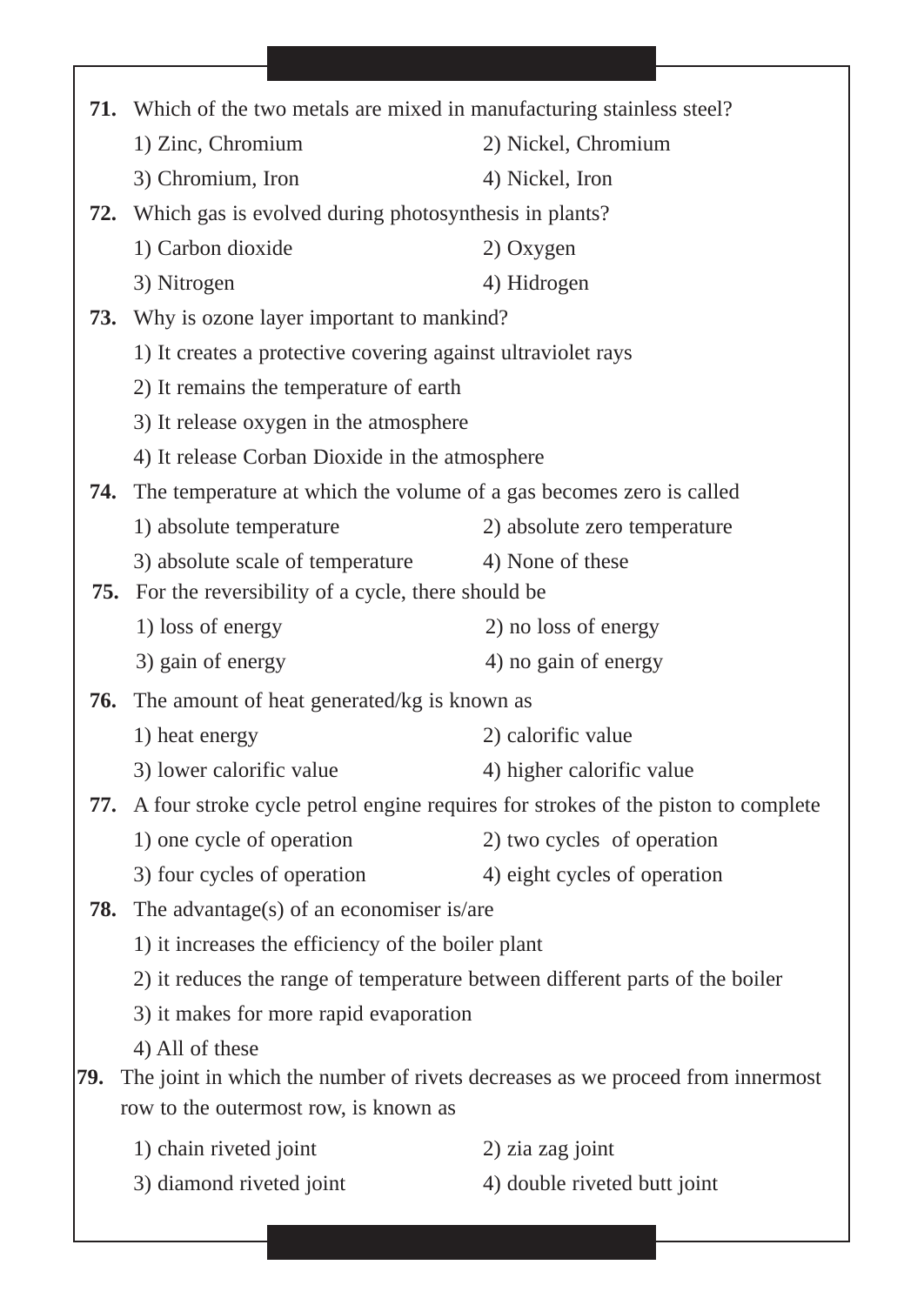**71.** Which of the two metals are mixed in manufacturing stainless steel?

1) Zinc, Chromium
2) Nickel, Chromium
3) Chromium, Iron
4) Nickel, Iron

**72.** Which gas is evolved during photosynthesis in plants?

1) Carbon dioxide
2) Oxygen
3) Nitrogen
4) Hidrogen

**73.** Why is ozone layer important to mankind?

1) It creates a protective covering against ultraviolet rays
2) It remains the temperature of earth
3) It release oxygen in the atmosphere
4) It release Corban Dioxide in the atmosphere

**74.** The temperature at which the volume of a gas becomes zero is called

1) absolute temperature
2) absolute zero temperature
3) absolute scale of temperature
4) None of these

**75.** For the reversibility of a cycle, there should be

1) loss of energy
2) no loss of energy
3) gain of energy
4) no gain of energy

**76.** The amount of heat generated/kg is known as

1) heat energy
2) calorific value
3) lower calorific value
4) higher calorific value

**77.** A four stroke cycle petrol engine requires for strokes of the piston to complete

1) one cycle of operation
2) two cycles of operation
3) four cycles of operation
4) eight cycles of operation

**78.** The advantage(s) of an economiser is/are

1) it increases the efficiency of the boiler plant
2) it reduces the range of temperature between different parts of the boiler
3) it makes for more rapid evaporation
4) All of these

**79.** The joint in which the number of rivets decreases as we proceed from innermost row to the outermost row, is known as

1) chain riveted joint
2) zia zag joint
3) diamond riveted joint
4) double riveted butt joint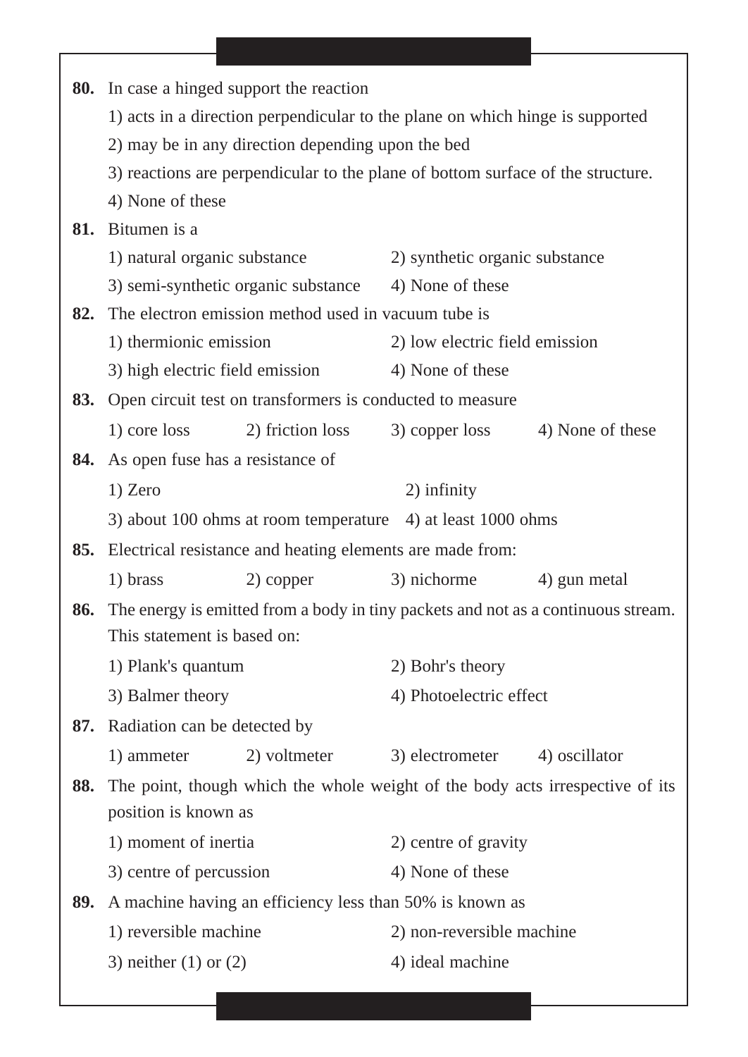**80.** In case a hinged support the reaction

1) acts in a direction perpendicular to the plane on which hinge is supported

2) may be in any direction depending upon the bed

3) reactions are perpendicular to the plane of bottom surface of the structure.

4) None of these

**81.** Bitumen is a

1) natural organic substance
2) synthetic organic substance
3) semi-synthetic organic substance
4) None of these

**82.** The electron emission method used in vacuum tube is

1) thermionic emission
2) low electric field emission
3) high electric field emission
4) None of these

**83.** Open circuit test on transformers is conducted to measure

1) core loss
2) friction loss
3) copper loss
4) None of these

**84.** As open fuse has a resistance of

1) Zero
2) infinity
3) about 100 ohms at room temperature
4) at least 1000 ohms

**85.** Electrical resistance and heating elements are made from:

1) brass
2) copper
3) nichorme
4) gun metal

**86.** The energy is emitted from a body in tiny packets and not as a continuous stream. This statement is based on:

1) Plank's quantum
2) Bohr's theory
3) Balmer theory
4) Photoelectric effect

**87.** Radiation can be detected by

1) ammeter
2) voltmeter
3) electrometer
4) oscillator

**88.** The point, though which the whole weight of the body acts irrespective of its position is known as

1) moment of inertia
2) centre of gravity
3) centre of percussion
4) None of these

**89.** A machine having an efficiency less than 50% is known as

1) reversible machine
2) non-reversible machine
3) neither (1) or (2)
4) ideal machine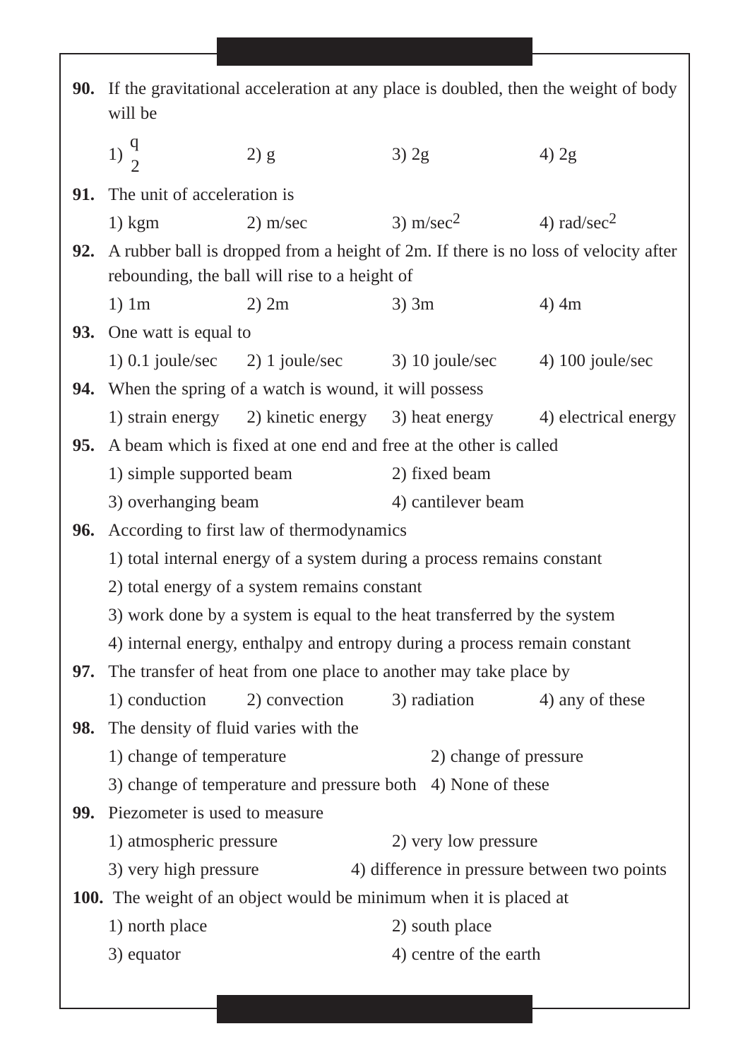**90.** If the gravitational acceleration at any place is doubled, then the weight of body will be

1) $\frac{q}{2}$ 2) g 3) 2g 4) 2g

**91.** The unit of acceleration is

1) kgm 2) m/sec 3) m/sec$^2$ 4) rad/sec$^2$

**92.** A rubber ball is dropped from a height of 2m. If there is no loss of velocity after rebounding, the ball will rise to a height of

1) 1m 2) 2m 3) 3m 4) 4m

**93.** One watt is equal to

1) 0.1 joule/sec 2) 1 joule/sec 3) 10 joule/sec 4) 100 joule/sec

**94.** When the spring of a watch is wound, it will possess

1) strain energy 2) kinetic energy 3) heat energy 4) electrical energy

**95.** A beam which is fixed at one end and free at the other is called

1) simple supported beam 2) fixed beam

3) overhanging beam 4) cantilever beam

**96.** According to first law of thermodynamics

1) total internal energy of a system during a process remains constant

2) total energy of a system remains constant

3) work done by a system is equal to the heat transferred by the system

4) internal energy, enthalpy and entropy during a process remain constant

**97.** The transfer of heat from one place to another may take place by

1) conduction 2) convection 3) radiation 4) any of these

**98.** The density of fluid varies with the

1) change of temperature 2) change of pressure

3) change of temperature and pressure both 4) None of these

**99.** Piezometer is used to measure

1) atmospheric pressure 2) very low pressure

3) very high pressure 4) difference in pressure between two points

**100.** The weight of an object would be minimum when it is placed at

1) north place 2) south place

3) equator 4) centre of the earth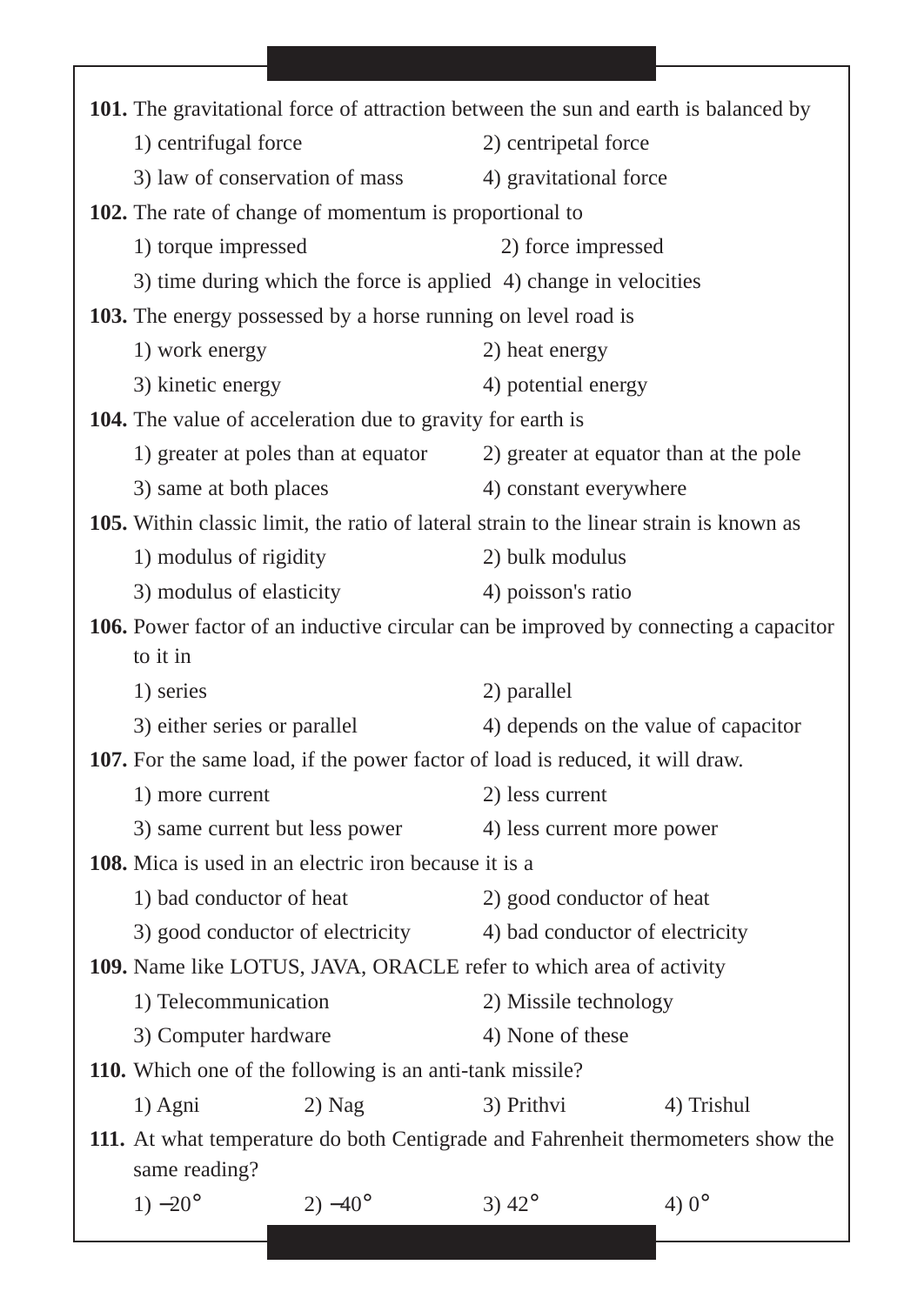**101.** The gravitational force of attraction between the sun and earth is balanced by

1) centrifugal force  2) centripetal force
3) law of conservation of mass  4) gravitational force

**102.** The rate of change of momentum is proportional to

1) torque impressed  2) force impressed
3) time during which the force is applied  4) change in velocities

**103.** The energy possessed by a horse running on level road is

1) work energy  2) heat energy
3) kinetic energy  4) potential energy

**104.** The value of acceleration due to gravity for earth is

1) greater at poles than at equator  2) greater at equator than at the pole
3) same at both places  4) constant everywhere

**105.** Within classic limit, the ratio of lateral strain to the linear strain is known as

1) modulus of rigidity  2) bulk modulus
3) modulus of elasticity  4) poisson's ratio

**106.** Power factor of an inductive circular can be improved by connecting a capacitor to it in

1) series  2) parallel
3) either series or parallel  4) depends on the value of capacitor

**107.** For the same load, if the power factor of load is reduced, it will draw.

1) more current  2) less current
3) same current but less power  4) less current more power

**108.** Mica is used in an electric iron because it is a

1) bad conductor of heat  2) good conductor of heat
3) good conductor of electricity  4) bad conductor of electricity

**109.** Name like LOTUS, JAVA, ORACLE refer to which area of activity

1) Telecommunication  2) Missile technology
3) Computer hardware  4) None of these

**110.** Which one of the following is an anti-tank missile?

1) Agni  2) Nag  3) Prithvi  4) Trishul

**111.** At what temperature do both Centigrade and Fahrenheit thermometers show the same reading?

1) $-20°$  2) $-40°$  3) $42°$  4) $0°$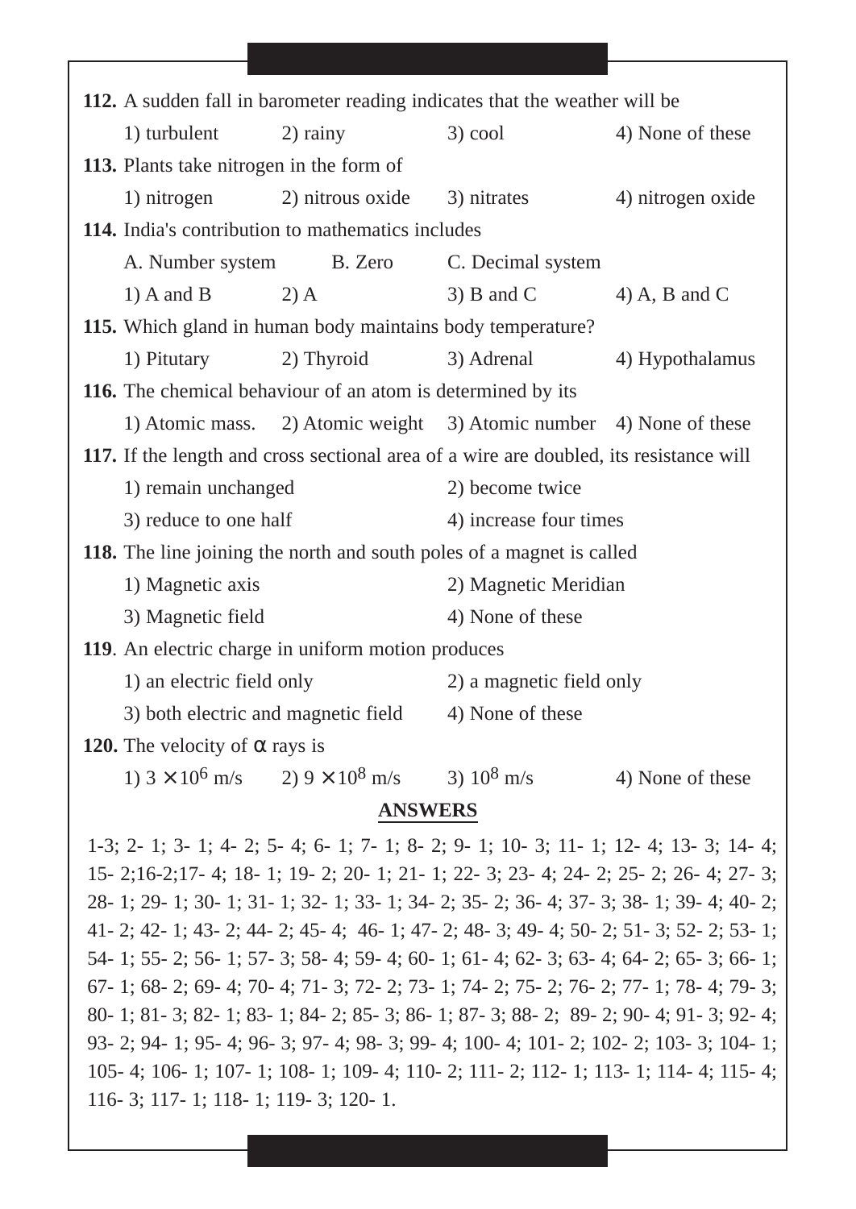**112.** A sudden fall in barometer reading indicates that the weather will be

1) turbulent 2) rainy 3) cool 4) None of these

**113.** Plants take nitrogen in the form of

1) nitrogen 2) nitrous oxide 3) nitrates 4) nitrogen oxide

**114.** India's contribution to mathematics includes

A. Number system B. Zero C. Decimal system

1) A and B 2) A 3) B and C 4) A, B and C

**115.** Which gland in human body maintains body temperature?

1) Pitutary 2) Thyroid 3) Adrenal 4) Hypothalamus

**116.** The chemical behaviour of an atom is determined by its

1) Atomic mass. 2) Atomic weight 3) Atomic number 4) None of these

**117.** If the length and cross sectional area of a wire are doubled, its resistance will

1) remain unchanged 2) become twice

3) reduce to one half 4) increase four times

**118.** The line joining the north and south poles of a magnet is called

1) Magnetic axis 2) Magnetic Meridian

3) Magnetic field 4) None of these

**119**. An electric charge in uniform motion produces

1) an electric field only 2) a magnetic field only

3) both electric and magnetic field 4) None of these

**120.** The velocity of $\alpha$ rays is

1) $3 \times 10^6$ m/s 2) $9 \times 10^8$ m/s 3) $10^8$ m/s 4) None of these

**ANSWERS**

1-3; 2- 1; 3- 1; 4- 2; 5- 4; 6- 1; 7- 1; 8- 2; 9- 1; 10- 3; 11- 1; 12- 4; 13- 3; 14- 4; 15- 2;16-2;17- 4; 18- 1; 19- 2; 20- 1; 21- 1; 22- 3; 23- 4; 24- 2; 25- 2; 26- 4; 27- 3; 28- 1; 29- 1; 30- 1; 31- 1; 32- 1; 33- 1; 34- 2; 35- 2; 36- 4; 37- 3; 38- 1; 39- 4; 40- 2; 41- 2; 42- 1; 43- 2; 44- 2; 45- 4; 46- 1; 47- 2; 48- 3; 49- 4; 50- 2; 51- 3; 52- 2; 53- 1; 54- 1; 55- 2; 56- 1; 57- 3; 58- 4; 59- 4; 60- 1; 61- 4; 62- 3; 63- 4; 64- 2; 65- 3; 66- 1; 67- 1; 68- 2; 69- 4; 70- 4; 71- 3; 72- 2; 73- 1; 74- 2; 75- 2; 76- 2; 77- 1; 78- 4; 79- 3; 80- 1; 81- 3; 82- 1; 83- 1; 84- 2; 85- 3; 86- 1; 87- 3; 88- 2; 89- 2; 90- 4; 91- 3; 92- 4; 93- 2; 94- 1; 95- 4; 96- 3; 97- 4; 98- 3; 99- 4; 100- 4; 101- 2; 102- 2; 103- 3; 104- 1; 105- 4; 106- 1; 107- 1; 108- 1; 109- 4; 110- 2; 111- 2; 112- 1; 113- 1; 114- 4; 115- 4; 116- 3; 117- 1; 118- 1; 119- 3; 120- 1.